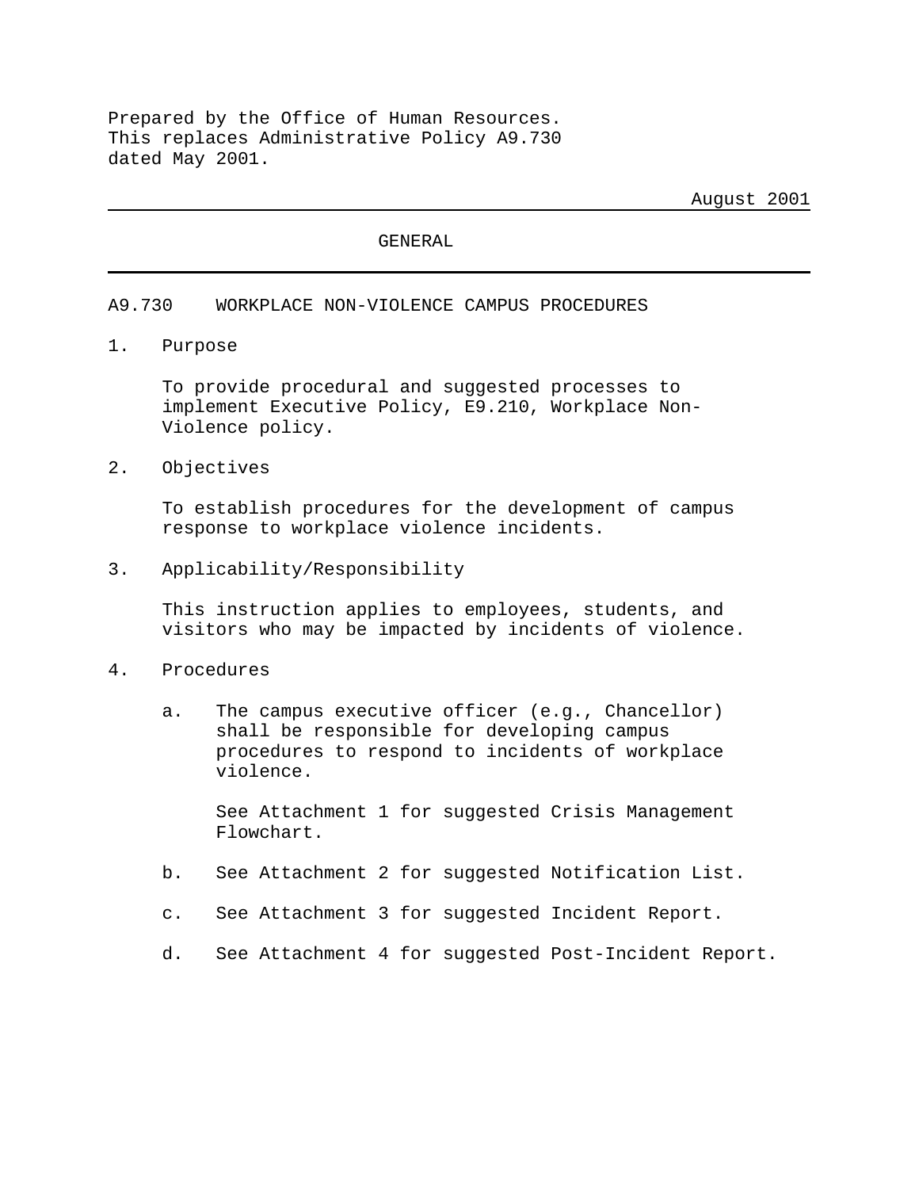Prepared by the Office of Human Resources.
This replaces Administrative Policy A9.730 dated May 2001.

August 2001

GENERAL

# A9.730 WORKPLACE NON-VIOLENCE CAMPUS PROCEDURES

## 1. Purpose

To provide procedural and suggested processes to implement Executive Policy, E9.210, Workplace Non-Violence policy.

## 2. Objectives

To establish procedures for the development of campus response to workplace violence incidents.

## 3. Applicability/Responsibility

This instruction applies to employees, students, and visitors who may be impacted by incidents of violence.

## 4. Procedures

a. The campus executive officer (e.g., Chancellor) shall be responsible for developing campus procedures to respond to incidents of workplace violence.

   See Attachment 1 for suggested Crisis Management Flowchart.

b. See Attachment 2 for suggested Notification List.

c. See Attachment 3 for suggested Incident Report.

d. See Attachment 4 for suggested Post-Incident Report.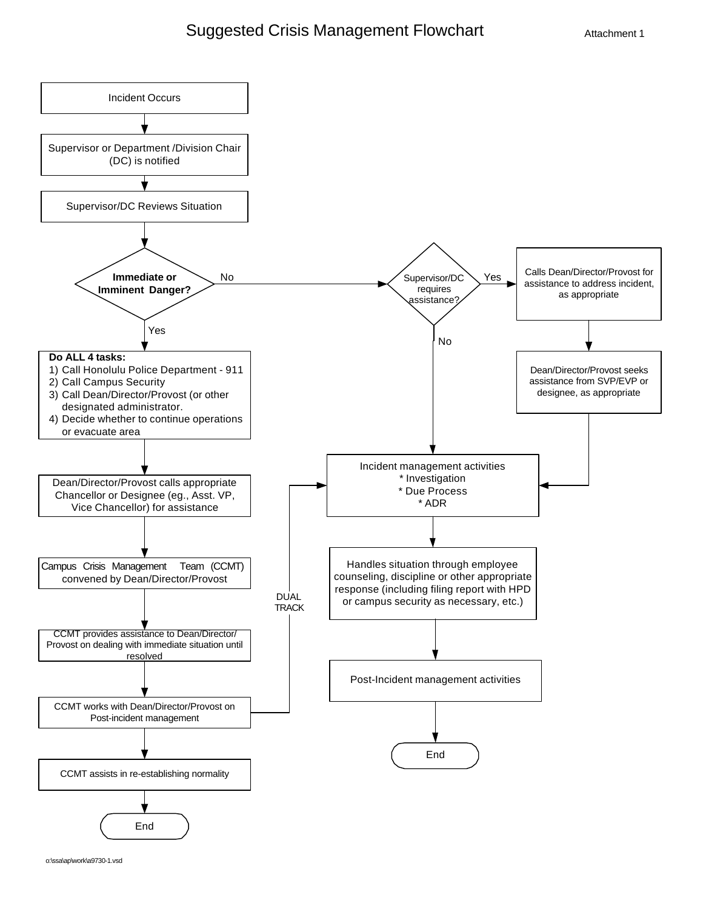# Suggested Crisis Management Flowchart

Attachment 1

Incident Occurs

↓

Supervisor or Department /Division Chair (DC) is notified

↓

Supervisor/DC Reviews Situation

↓

**Immediate or Imminent Danger?**

- **Yes** →

  **Do ALL 4 tasks:**
  1) Call Honolulu Police Department - 911
  2) Call Campus Security
  3) Call Dean/Director/Provost (or other designated administrator.
  4) Decide whether to continue operations or evacuate area

  ↓

  Dean/Director/Provost calls appropriate Chancellor or Designee (eg., Asst. VP, Vice Chancellor) for assistance

  ↓

  Campus Crisis Management Team (CCMT) convened by Dean/Director/Provost

  ↓

  CCMT provides assistance to Dean/Director/ Provost on dealing with immediate situation until resolved

  ↓

  CCMT works with Dean/Director/Provost on Post-incident management (DUAL TRACK → Incident management activities)

  ↓

  CCMT assists in re-establishing normality

  ↓

  End

- **No** → Supervisor/DC requires assistance?

  - **Yes** → Calls Dean/Director/Provost for assistance to address incident, as appropriate

    ↓

    Dean/Director/Provost seeks assistance from SVP/EVP or designee, as appropriate

    ↓ (to Incident management activities)

  - **No** →

    Incident management activities
    * Investigation
    * Due Process
    * ADR

    ↓

    Handles situation through employee counseling, discipline or other appropriate response (including filing report with HPD or campus security as necessary, etc.)

    ↓

    Post-Incident management activities

    ↓

    End

o:\ssa\ap\work\a9730-1.vsd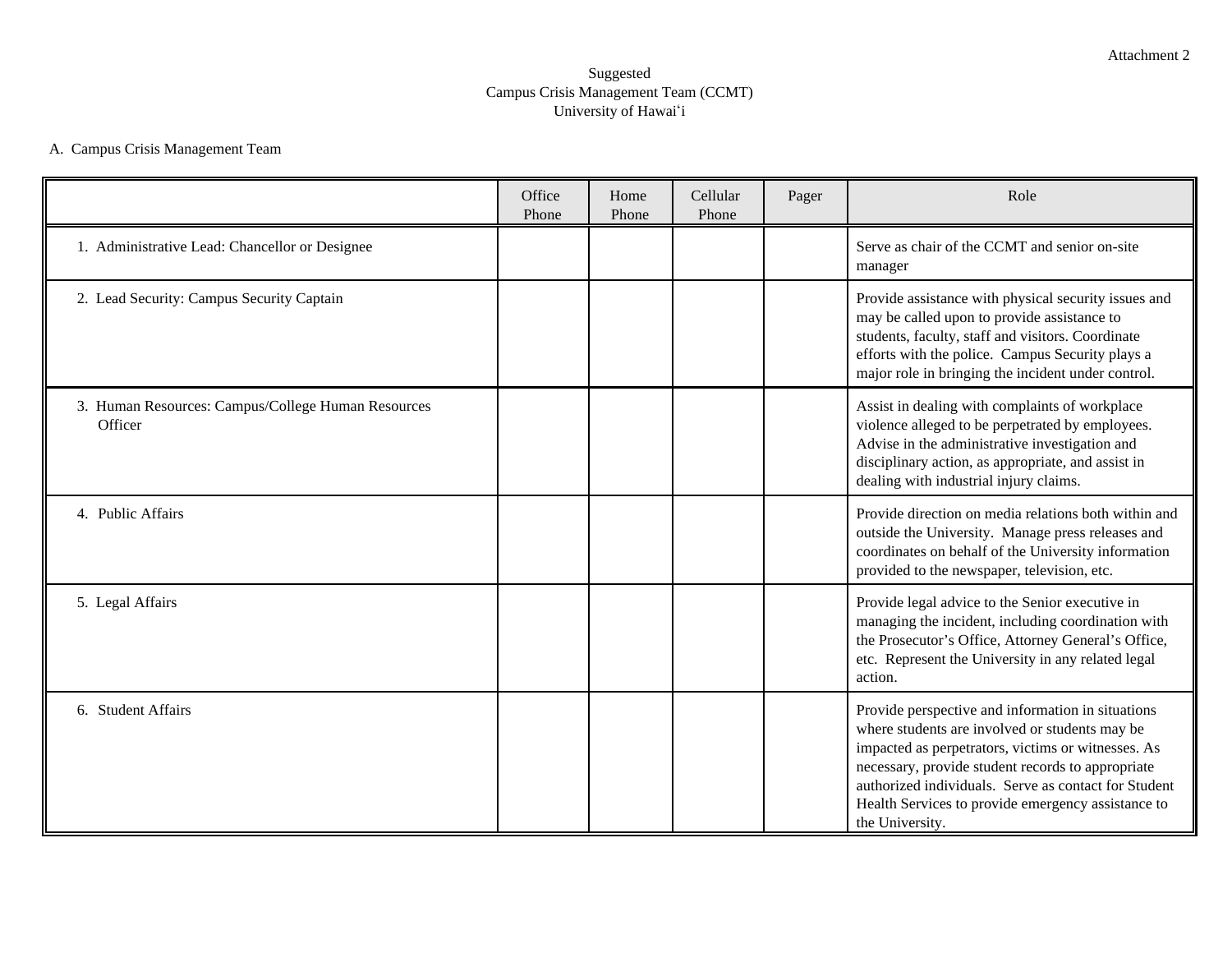Attachment 2

Suggested
Campus Crisis Management Team (CCMT)
University of Hawaiʻi

A. Campus Crisis Management Team

| | Office Phone | Home Phone | Cellular Phone | Pager | Role |
|---|---|---|---|---|---|
| 1. Administrative Lead: Chancellor or Designee | | | | | Serve as chair of the CCMT and senior on-site manager |
| 2. Lead Security: Campus Security Captain | | | | | Provide assistance with physical security issues and may be called upon to provide assistance to students, faculty, staff and visitors. Coordinate efforts with the police. Campus Security plays a major role in bringing the incident under control. |
| 3. Human Resources: Campus/College Human Resources Officer | | | | | Assist in dealing with complaints of workplace violence alleged to be perpetrated by employees. Advise in the administrative investigation and disciplinary action, as appropriate, and assist in dealing with industrial injury claims. |
| 4. Public Affairs | | | | | Provide direction on media relations both within and outside the University. Manage press releases and coordinates on behalf of the University information provided to the newspaper, television, etc. |
| 5. Legal Affairs | | | | | Provide legal advice to the Senior executive in managing the incident, including coordination with the Prosecutor's Office, Attorney General's Office, etc. Represent the University in any related legal action. |
| 6. Student Affairs | | | | | Provide perspective and information in situations where students are involved or students may be impacted as perpetrators, victims or witnesses. As necessary, provide student records to appropriate authorized individuals. Serve as contact for Student Health Services to provide emergency assistance to the University. |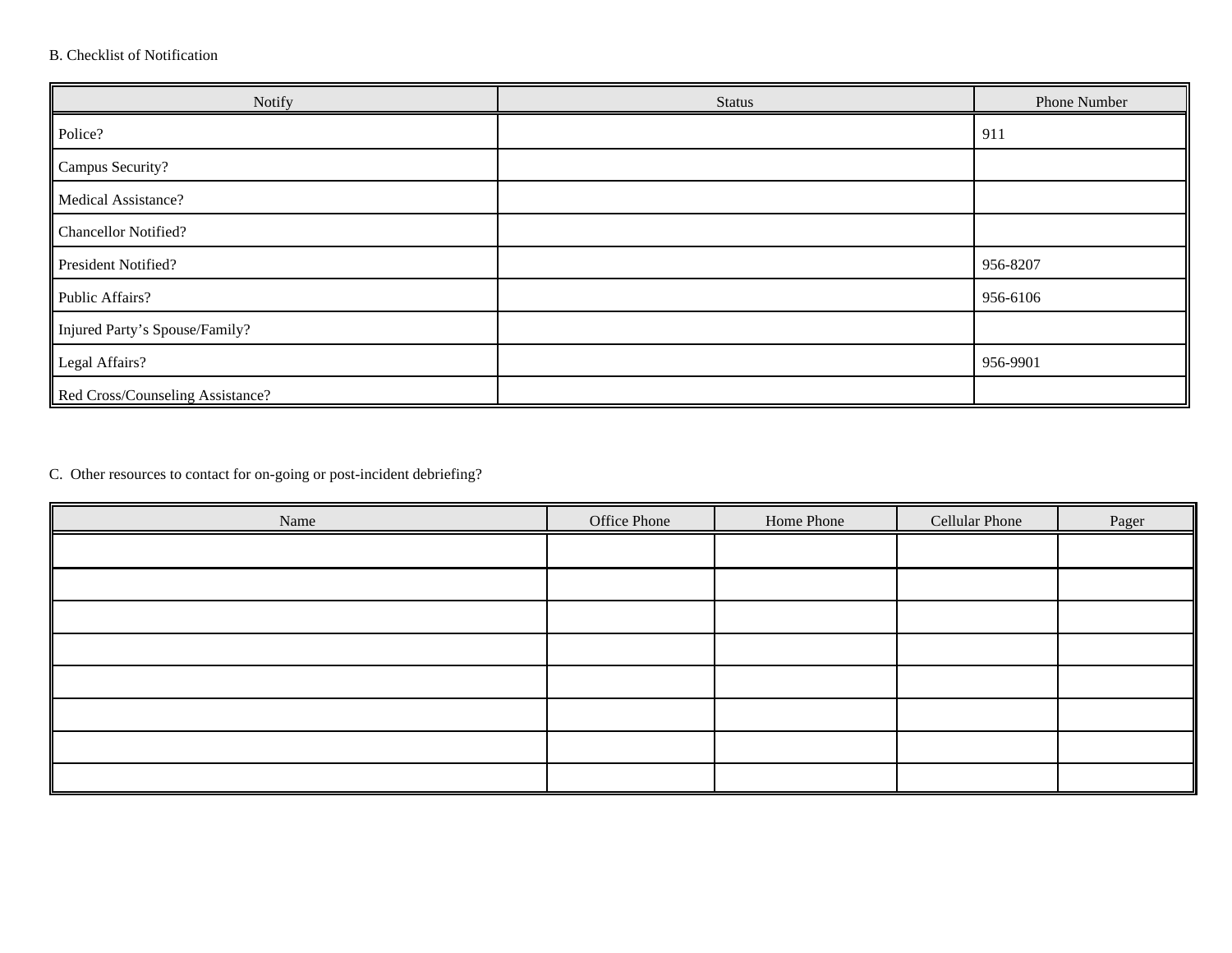B. Checklist of Notification

| Notify | Status | Phone Number |
| --- | --- | --- |
| Police? | | 911 |
| Campus Security? | | |
| Medical Assistance? | | |
| Chancellor Notified? | | |
| President Notified? | | 956-8207 |
| Public Affairs? | | 956-6106 |
| Injured Party's Spouse/Family? | | |
| Legal Affairs? | | 956-9901 |
| Red Cross/Counseling Assistance? | | |

C. Other resources to contact for on-going or post-incident debriefing?

| Name | Office Phone | Home Phone | Cellular Phone | Pager |
| --- | --- | --- | --- | --- |
| | | | | |
| | | | | |
| | | | | |
| | | | | |
| | | | | |
| | | | | |
| | | | | |
| | | | | |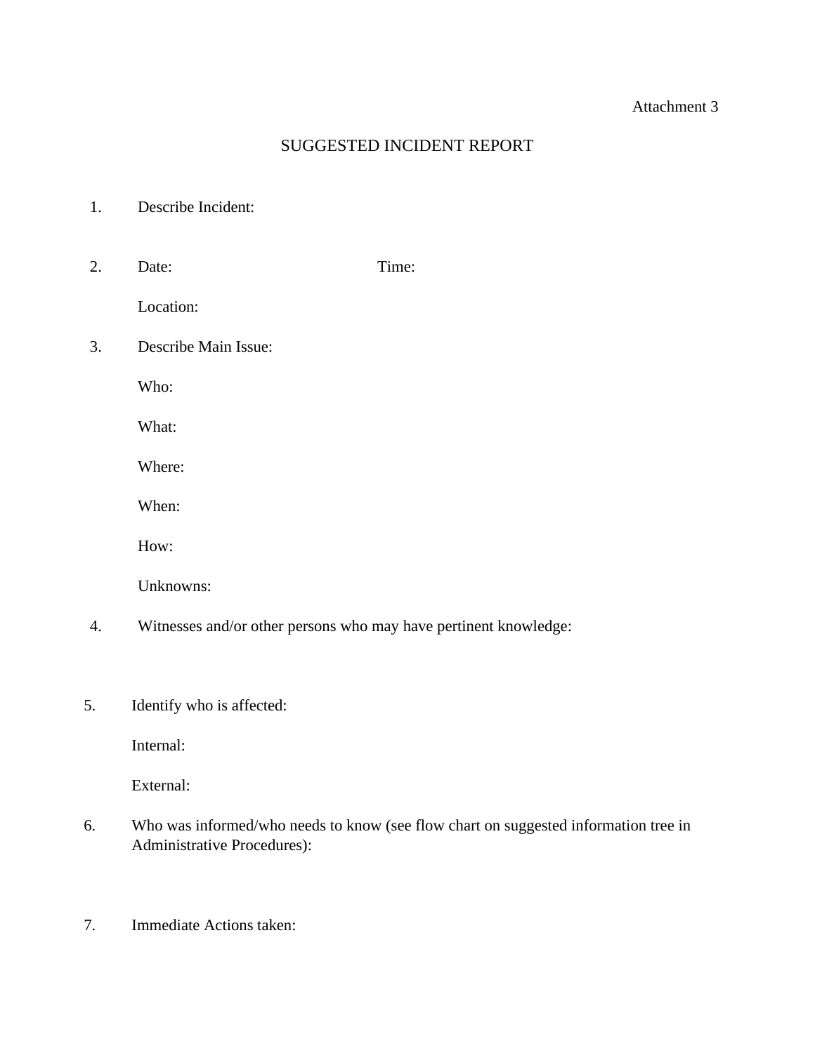Attachment 3

# SUGGESTED INCIDENT REPORT

1. Describe Incident:

2. Date: Time:

   Location:

3. Describe Main Issue:

   Who:

   What:

   Where:

   When:

   How:

   Unknowns:

4. Witnesses and/or other persons who may have pertinent knowledge:

5. Identify who is affected:

   Internal:

   External:

6. Who was informed/who needs to know (see flow chart on suggested information tree in Administrative Procedures):

7. Immediate Actions taken: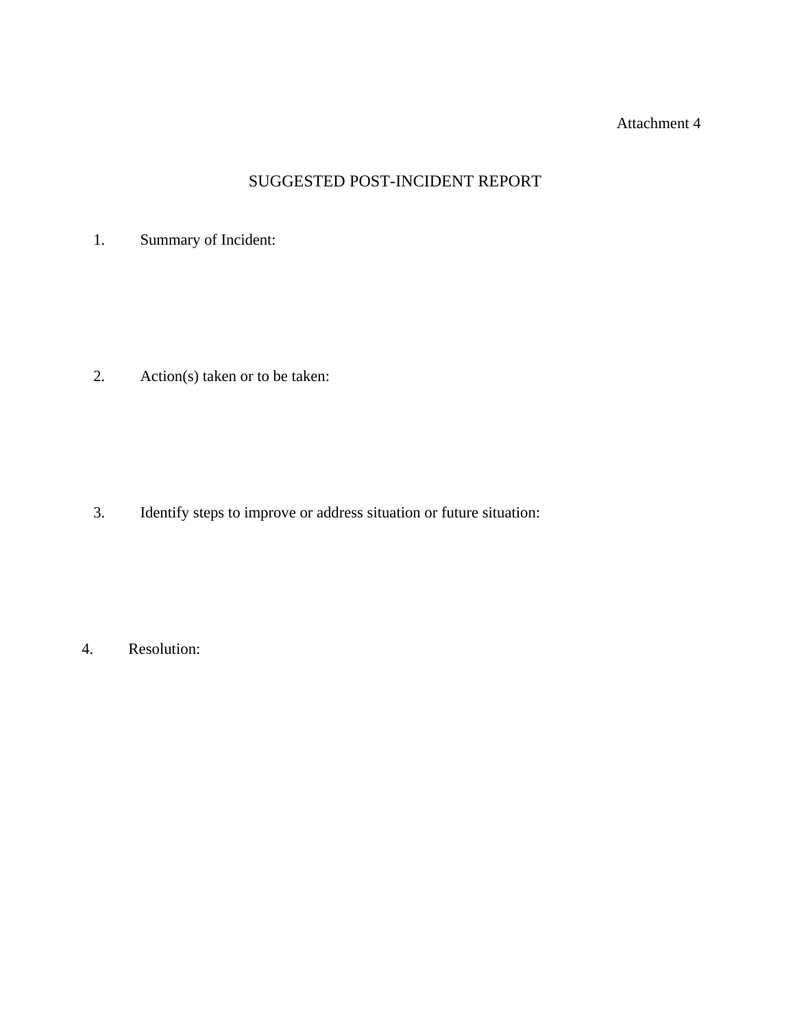Attachment 4

# SUGGESTED POST-INCIDENT REPORT

1. Summary of Incident:

2. Action(s) taken or to be taken:

3. Identify steps to improve or address situation or future situation:

4. Resolution: